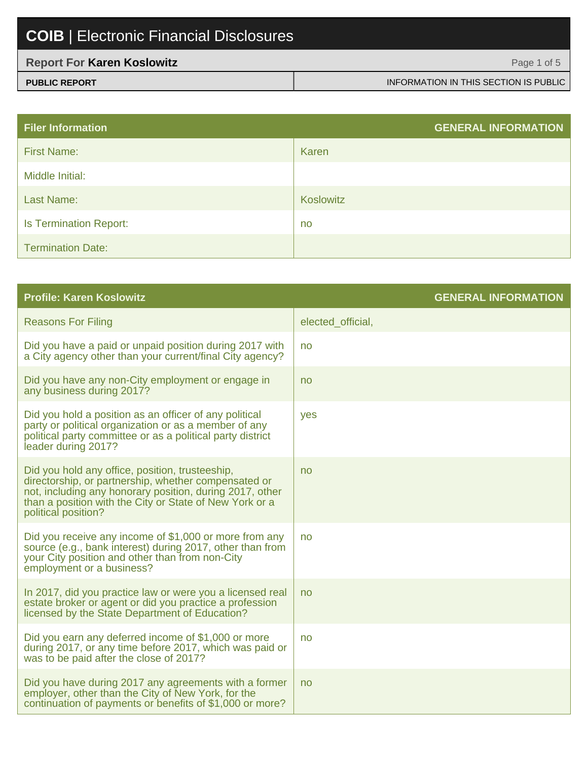# COIB | Electronic Financial Disclosures

## Report For **Karen Koslowitz**

**PUBLIC REPORT** | INFORMATION IN THIS SECTION IS PUBLIC

| Filer Information | GENERAL INFORMATION |
| --- | --- |
| First Name: | Karen |
| Middle Initial: | |
| Last Name: | Koslowitz |
| Is Termination Report: | no |
| Termination Date: | |

| Profile: Karen Koslowitz | GENERAL INFORMATION |
| --- | --- |
| Reasons For Filing | elected_official, |
| Did you have a paid or unpaid position during 2017 with a City agency other than your current/final City agency? | no |
| Did you have any non-City employment or engage in any business during 2017? | no |
| Did you hold a position as an officer of any political party or political organization or as a member of any political party committee or as a political party district leader during 2017? | yes |
| Did you hold any office, position, trusteeship, directorship, or partnership, whether compensated or not, including any honorary position, during 2017, other than a position with the City or State of New York or a political position? | no |
| Did you receive any income of $1,000 or more from any source (e.g., bank interest) during 2017, other than from your City position and other than from non-City employment or a business? | no |
| In 2017, did you practice law or were you a licensed real estate broker or agent or did you practice a profession licensed by the State Department of Education? | no |
| Did you earn any deferred income of $1,000 or more during 2017, or any time before 2017, which was paid or was to be paid after the close of 2017? | no |
| Did you have during 2017 any agreements with a former employer, other than the City of New York, for the continuation of payments or benefits of $1,000 or more? | no |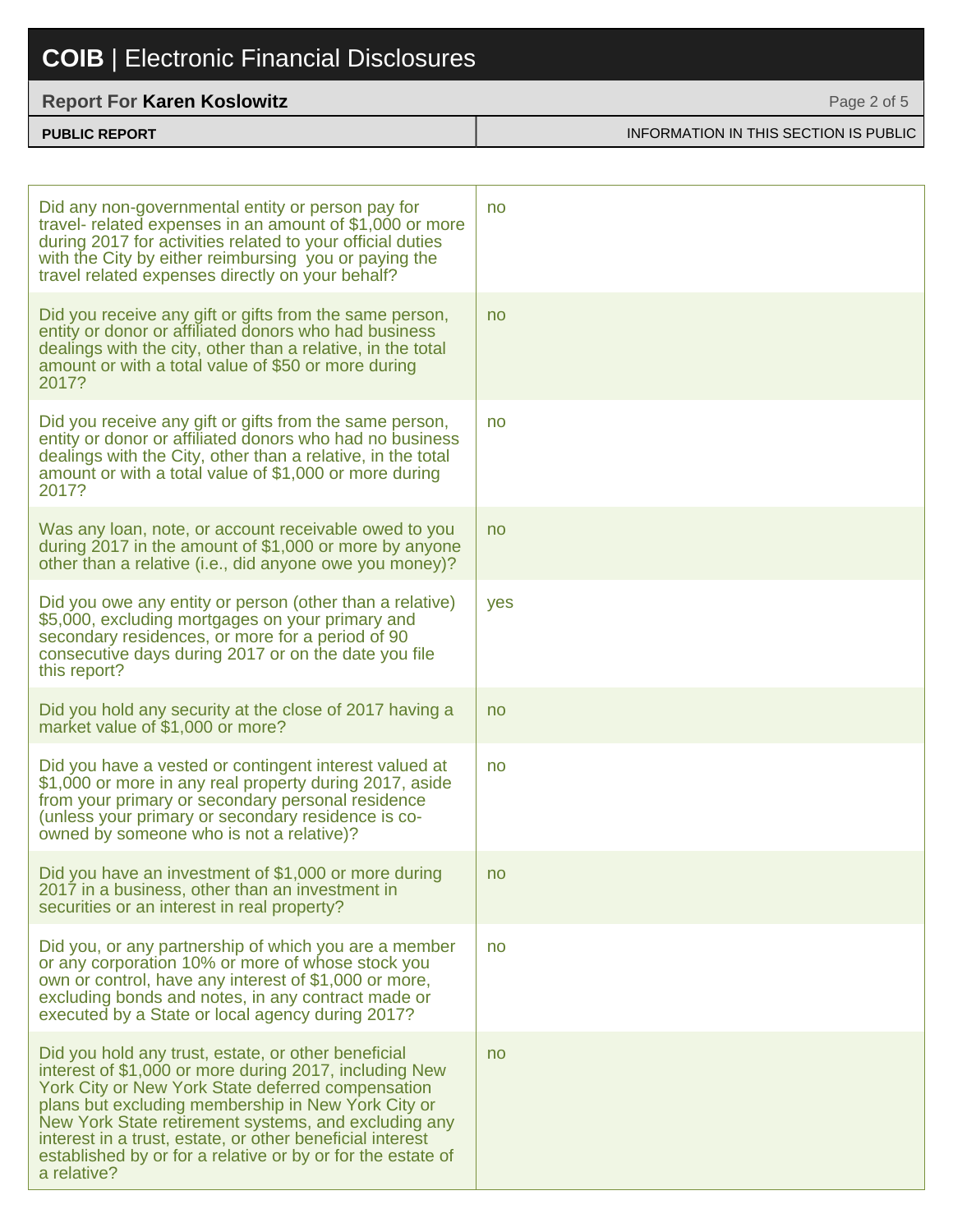**PUBLIC REPORT** | INFORMATION IN THIS SECTION IS PUBLIC

| Question | Answer |
|---|---|
| Did any non-governmental entity or person pay for travel- related expenses in an amount of $1,000 or more during 2017 for activities related to your official duties with the City by either reimbursing you or paying the travel related expenses directly on your behalf? | no |
| Did you receive any gift or gifts from the same person, entity or donor or affiliated donors who had business dealings with the city, other than a relative, in the total amount or with a total value of $50 or more during 2017? | no |
| Did you receive any gift or gifts from the same person, entity or donor or affiliated donors who had no business dealings with the City, other than a relative, in the total amount or with a total value of $1,000 or more during 2017? | no |
| Was any loan, note, or account receivable owed to you during 2017 in the amount of $1,000 or more by anyone other than a relative (i.e., did anyone owe you money)? | no |
| Did you owe any entity or person (other than a relative) $5,000, excluding mortgages on your primary and secondary residences, or more for a period of 90 consecutive days during 2017 or on the date you file this report? | yes |
| Did you hold any security at the close of 2017 having a market value of $1,000 or more? | no |
| Did you have a vested or contingent interest valued at $1,000 or more in any real property during 2017, aside from your primary or secondary personal residence (unless your primary or secondary residence is co-owned by someone who is not a relative)? | no |
| Did you have an investment of $1,000 or more during 2017 in a business, other than an investment in securities or an interest in real property? | no |
| Did you, or any partnership of which you are a member or any corporation 10% or more of whose stock you own or control, have any interest of $1,000 or more, excluding bonds and notes, in any contract made or executed by a State or local agency during 2017? | no |
| Did you hold any trust, estate, or other beneficial interest of $1,000 or more during 2017, including New York City or New York State deferred compensation plans but excluding membership in New York City or New York State retirement systems, and excluding any interest in a trust, estate, or other beneficial interest established by or for a relative or by or for the estate of a relative? | no |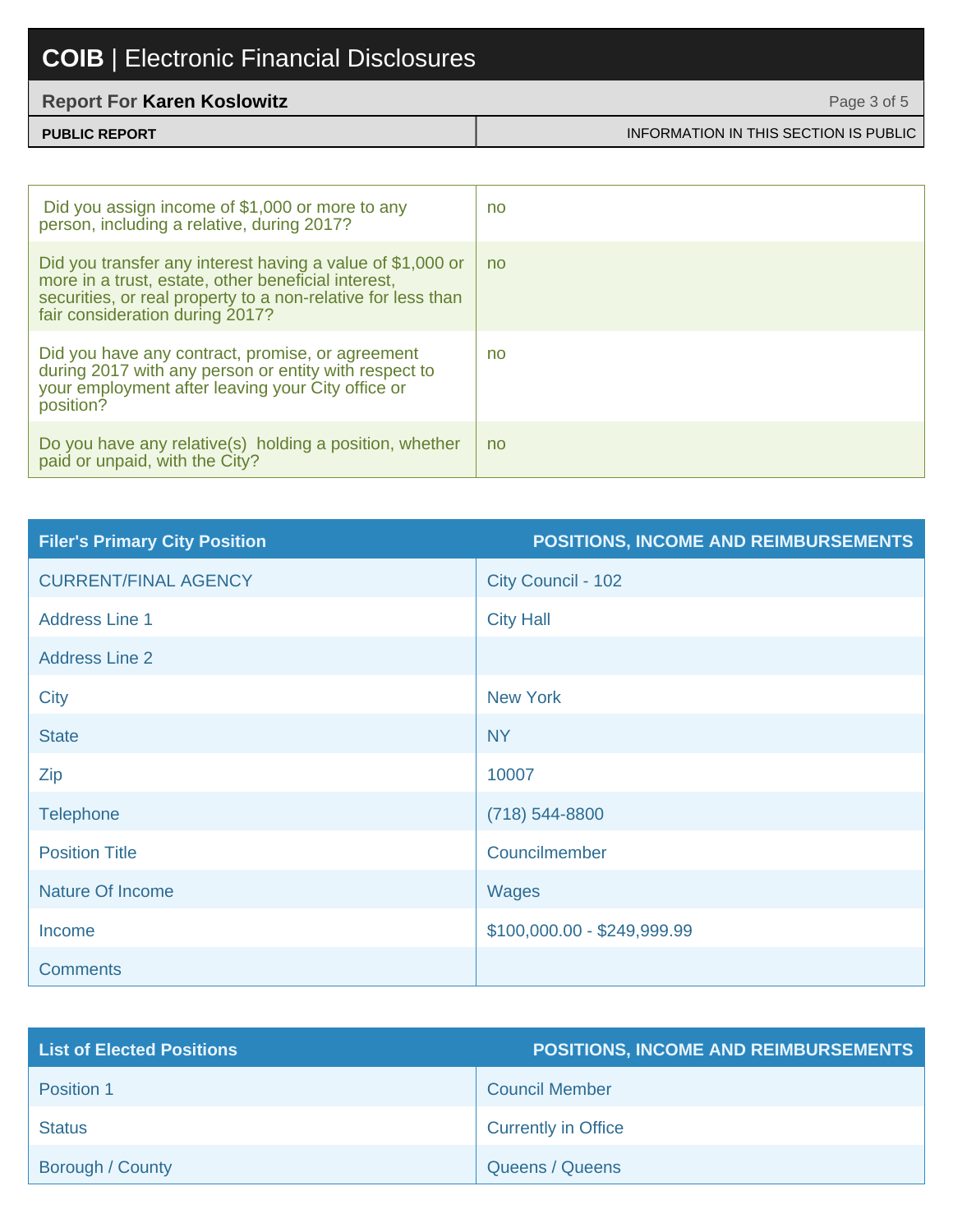| | |
|---|---|
| Did you assign income of $1,000 or more to any person, including a relative, during 2017? | no |
| Did you transfer any interest having a value of $1,000 or more in a trust, estate, other beneficial interest, securities, or real property to a non-relative for less than fair consideration during 2017? | no |
| Did you have any contract, promise, or agreement during 2017 with any person or entity with respect to your employment after leaving your City office or position? | no |
| Do you have any relative(s) holding a position, whether paid or unpaid, with the City? | no |

| Filer's Primary City Position | POSITIONS, INCOME AND REIMBURSEMENTS |
|---|---|
| CURRENT/FINAL AGENCY | City Council - 102 |
| Address Line 1 | City Hall |
| Address Line 2 | |
| City | New York |
| State | NY |
| Zip | 10007 |
| Telephone | (718) 544-8800 |
| Position Title | Councilmember |
| Nature Of Income | Wages |
| Income | $100,000.00 - $249,999.99 |
| Comments | |

| List of Elected Positions | POSITIONS, INCOME AND REIMBURSEMENTS |
|---|---|
| Position 1 | Council Member |
| Status | Currently in Office |
| Borough / County | Queens / Queens |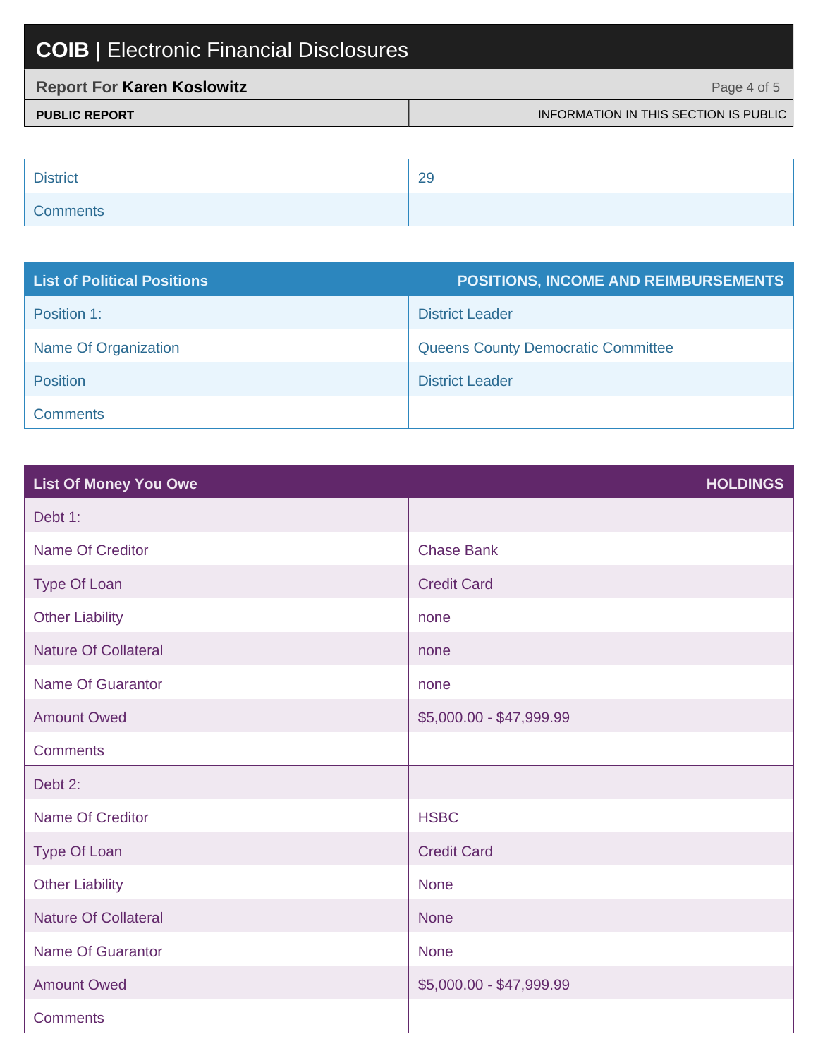| District | 29 |
| --- | --- |
| Comments | |

| List of Political Positions | POSITIONS, INCOME AND REIMBURSEMENTS |
| --- | --- |
| Position 1: | District Leader |
| Name Of Organization | Queens County Democratic Committee |
| Position | District Leader |
| Comments | |

| List Of Money You Owe | HOLDINGS |
| --- | --- |
| Debt 1: | |
| Name Of Creditor | Chase Bank |
| Type Of Loan | Credit Card |
| Other Liability | none |
| Nature Of Collateral | none |
| Name Of Guarantor | none |
| Amount Owed | $5,000.00 - $47,999.99 |
| Comments | |
| Debt 2: | |
| Name Of Creditor | HSBC |
| Type Of Loan | Credit Card |
| Other Liability | None |
| Nature Of Collateral | None |
| Name Of Guarantor | None |
| Amount Owed | $5,000.00 - $47,999.99 |
| Comments | |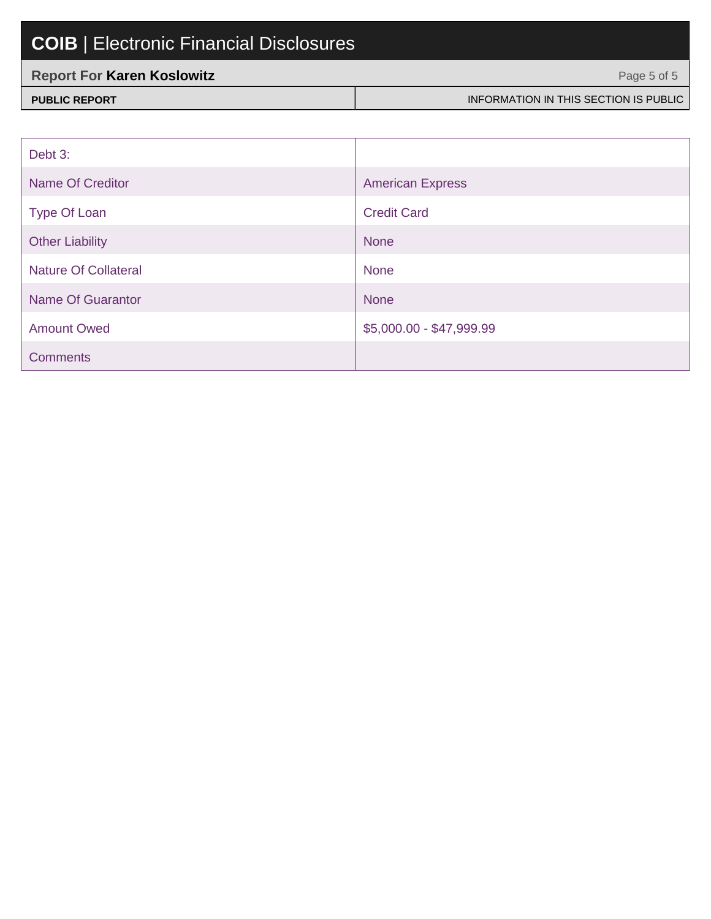| Debt 3: | |
|---|---|
| Name Of Creditor | American Express |
| Type Of Loan | Credit Card |
| Other Liability | None |
| Nature Of Collateral | None |
| Name Of Guarantor | None |
| Amount Owed | $5,000.00 - $47,999.99 |
| Comments | |